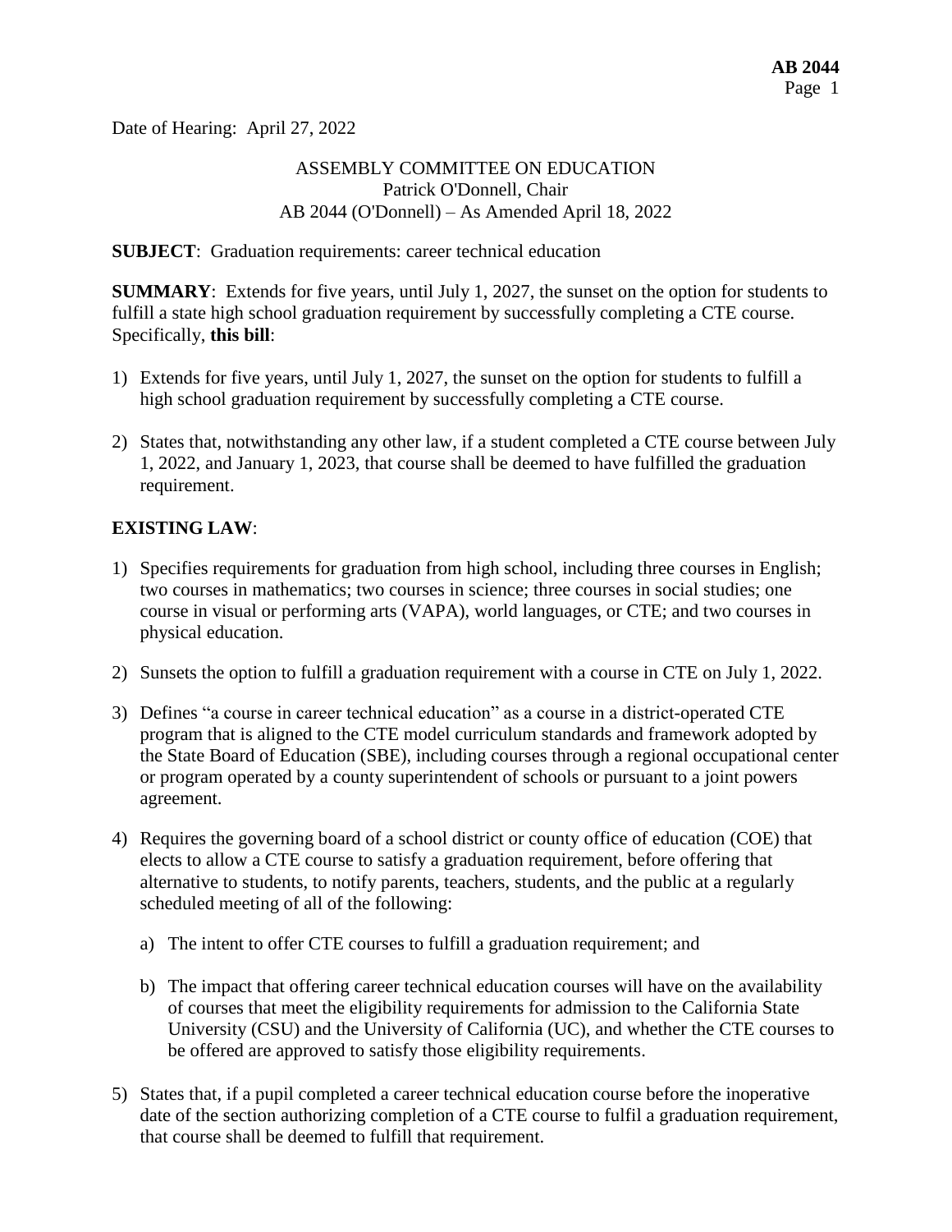Date of Hearing: April 27, 2022

ASSEMBLY COMMITTEE ON EDUCATION
Patrick O'Donnell, Chair
AB 2044 (O'Donnell) – As Amended April 18, 2022

**SUBJECT**: Graduation requirements: career technical education

**SUMMARY**: Extends for five years, until July 1, 2027, the sunset on the option for students to fulfill a state high school graduation requirement by successfully completing a CTE course. Specifically, **this bill**:

1) Extends for five years, until July 1, 2027, the sunset on the option for students to fulfill a high school graduation requirement by successfully completing a CTE course.

2) States that, notwithstanding any other law, if a student completed a CTE course between July 1, 2022, and January 1, 2023, that course shall be deemed to have fulfilled the graduation requirement.

**EXISTING LAW**:

1) Specifies requirements for graduation from high school, including three courses in English; two courses in mathematics; two courses in science; three courses in social studies; one course in visual or performing arts (VAPA), world languages, or CTE; and two courses in physical education.

2) Sunsets the option to fulfill a graduation requirement with a course in CTE on July 1, 2022.

3) Defines "a course in career technical education" as a course in a district-operated CTE program that is aligned to the CTE model curriculum standards and framework adopted by the State Board of Education (SBE), including courses through a regional occupational center or program operated by a county superintendent of schools or pursuant to a joint powers agreement.

4) Requires the governing board of a school district or county office of education (COE) that elects to allow a CTE course to satisfy a graduation requirement, before offering that alternative to students, to notify parents, teachers, students, and the public at a regularly scheduled meeting of all of the following:

   a) The intent to offer CTE courses to fulfill a graduation requirement; and

   b) The impact that offering career technical education courses will have on the availability of courses that meet the eligibility requirements for admission to the California State University (CSU) and the University of California (UC), and whether the CTE courses to be offered are approved to satisfy those eligibility requirements.

5) States that, if a pupil completed a career technical education course before the inoperative date of the section authorizing completion of a CTE course to fulfil a graduation requirement, that course shall be deemed to fulfill that requirement.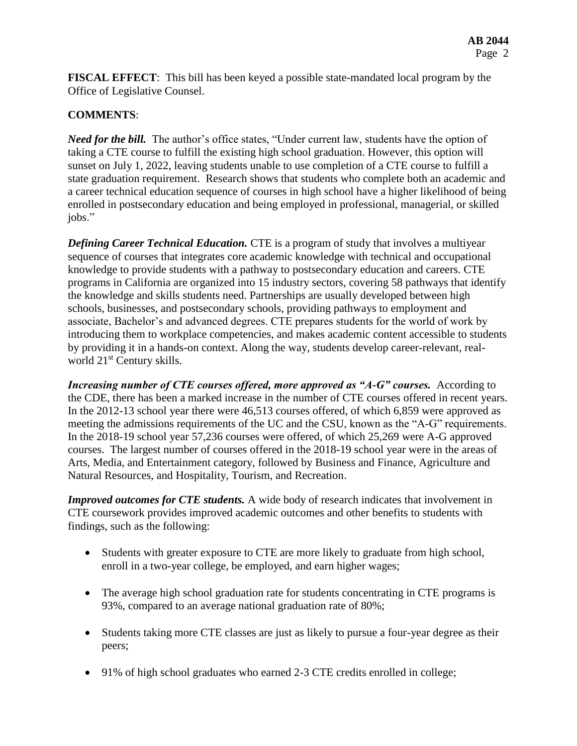**FISCAL EFFECT**: This bill has been keyed a possible state-mandated local program by the Office of Legislative Counsel.

**COMMENTS**:

***Need for the bill.*** The author's office states, "Under current law, students have the option of taking a CTE course to fulfill the existing high school graduation. However, this option will sunset on July 1, 2022, leaving students unable to use completion of a CTE course to fulfill a state graduation requirement. Research shows that students who complete both an academic and a career technical education sequence of courses in high school have a higher likelihood of being enrolled in postsecondary education and being employed in professional, managerial, or skilled jobs."

***Defining Career Technical Education.*** CTE is a program of study that involves a multiyear sequence of courses that integrates core academic knowledge with technical and occupational knowledge to provide students with a pathway to postsecondary education and careers. CTE programs in California are organized into 15 industry sectors, covering 58 pathways that identify the knowledge and skills students need. Partnerships are usually developed between high schools, businesses, and postsecondary schools, providing pathways to employment and associate, Bachelor's and advanced degrees. CTE prepares students for the world of work by introducing them to workplace competencies, and makes academic content accessible to students by providing it in a hands-on context. Along the way, students develop career-relevant, real-world 21st Century skills.

***Increasing number of CTE courses offered, more approved as "A-G" courses.*** According to the CDE, there has been a marked increase in the number of CTE courses offered in recent years. In the 2012-13 school year there were 46,513 courses offered, of which 6,859 were approved as meeting the admissions requirements of the UC and the CSU, known as the "A-G" requirements. In the 2018-19 school year 57,236 courses were offered, of which 25,269 were A-G approved courses. The largest number of courses offered in the 2018-19 school year were in the areas of Arts, Media, and Entertainment category, followed by Business and Finance, Agriculture and Natural Resources, and Hospitality, Tourism, and Recreation.

***Improved outcomes for CTE students.*** A wide body of research indicates that involvement in CTE coursework provides improved academic outcomes and other benefits to students with findings, such as the following:

- Students with greater exposure to CTE are more likely to graduate from high school, enroll in a two-year college, be employed, and earn higher wages;
- The average high school graduation rate for students concentrating in CTE programs is 93%, compared to an average national graduation rate of 80%;
- Students taking more CTE classes are just as likely to pursue a four-year degree as their peers;
- 91% of high school graduates who earned 2-3 CTE credits enrolled in college;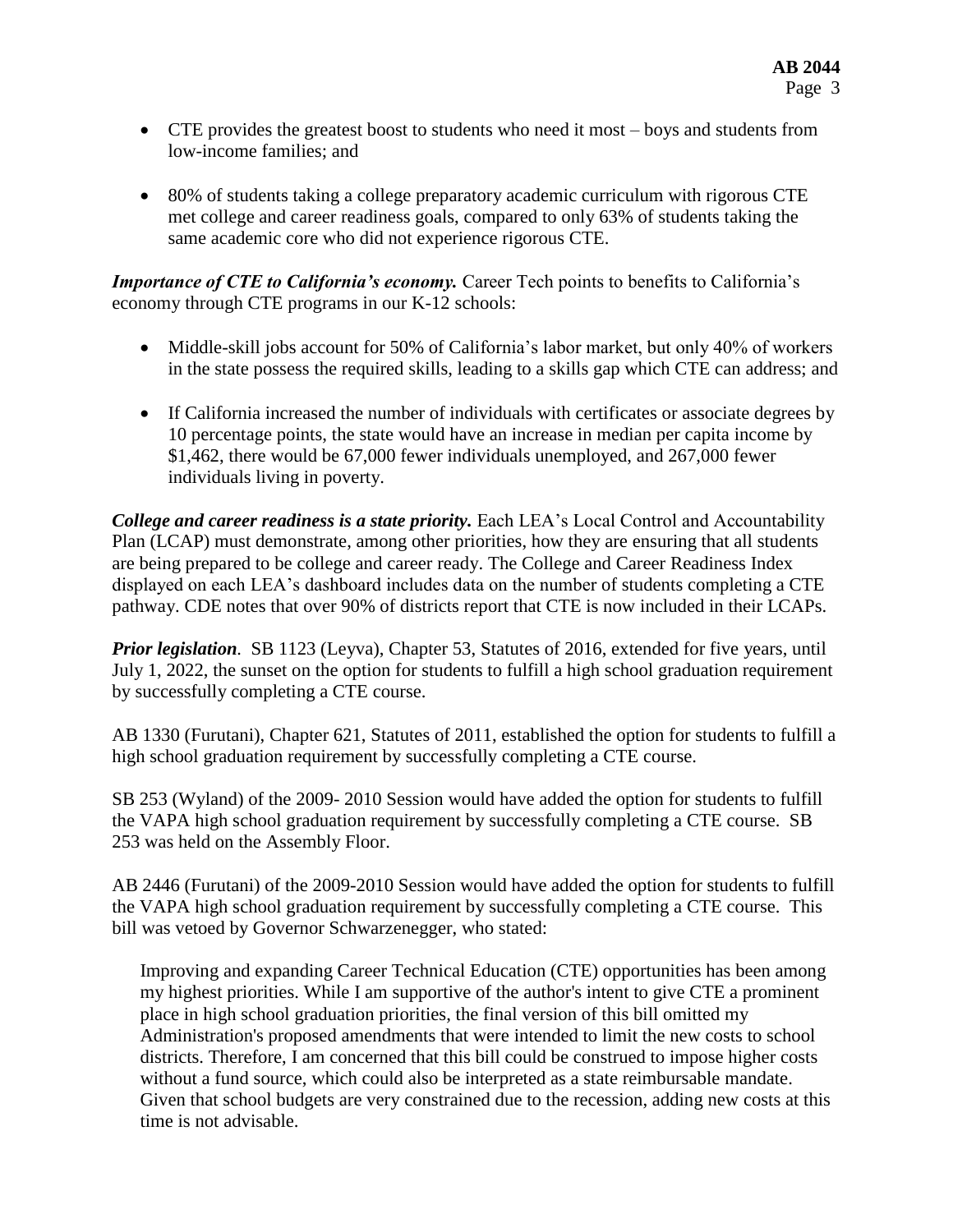- CTE provides the greatest boost to students who need it most – boys and students from low-income families; and
- 80% of students taking a college preparatory academic curriculum with rigorous CTE met college and career readiness goals, compared to only 63% of students taking the same academic core who did not experience rigorous CTE.

***Importance of CTE to California's economy.*** Career Tech points to benefits to California's economy through CTE programs in our K-12 schools:

- Middle-skill jobs account for 50% of California's labor market, but only 40% of workers in the state possess the required skills, leading to a skills gap which CTE can address; and
- If California increased the number of individuals with certificates or associate degrees by 10 percentage points, the state would have an increase in median per capita income by $1,462, there would be 67,000 fewer individuals unemployed, and 267,000 fewer individuals living in poverty.

***College and career readiness is a state priority.*** Each LEA's Local Control and Accountability Plan (LCAP) must demonstrate, among other priorities, how they are ensuring that all students are being prepared to be college and career ready. The College and Career Readiness Index displayed on each LEA's dashboard includes data on the number of students completing a CTE pathway. CDE notes that over 90% of districts report that CTE is now included in their LCAPs.

***Prior legislation.*** SB 1123 (Leyva), Chapter 53, Statutes of 2016, extended for five years, until July 1, 2022, the sunset on the option for students to fulfill a high school graduation requirement by successfully completing a CTE course.

AB 1330 (Furutani), Chapter 621, Statutes of 2011, established the option for students to fulfill a high school graduation requirement by successfully completing a CTE course.

SB 253 (Wyland) of the 2009- 2010 Session would have added the option for students to fulfill the VAPA high school graduation requirement by successfully completing a CTE course. SB 253 was held on the Assembly Floor.

AB 2446 (Furutani) of the 2009-2010 Session would have added the option for students to fulfill the VAPA high school graduation requirement by successfully completing a CTE course. This bill was vetoed by Governor Schwarzenegger, who stated:

> Improving and expanding Career Technical Education (CTE) opportunities has been among my highest priorities. While I am supportive of the author's intent to give CTE a prominent place in high school graduation priorities, the final version of this bill omitted my Administration's proposed amendments that were intended to limit the new costs to school districts. Therefore, I am concerned that this bill could be construed to impose higher costs without a fund source, which could also be interpreted as a state reimbursable mandate. Given that school budgets are very constrained due to the recession, adding new costs at this time is not advisable.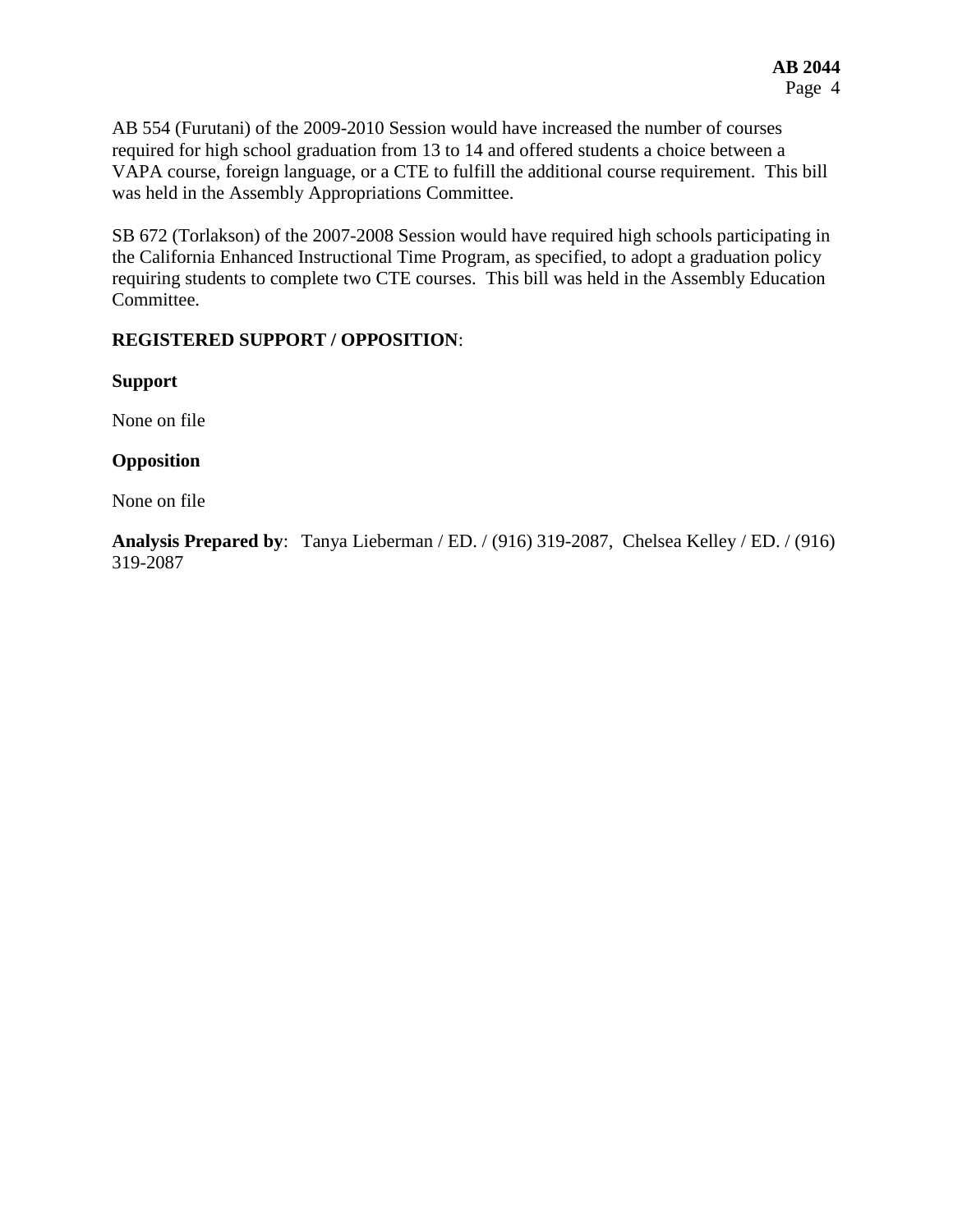AB 554 (Furutani) of the 2009-2010 Session would have increased the number of courses required for high school graduation from 13 to 14 and offered students a choice between a VAPA course, foreign language, or a CTE to fulfill the additional course requirement. This bill was held in the Assembly Appropriations Committee.

SB 672 (Torlakson) of the 2007-2008 Session would have required high schools participating in the California Enhanced Instructional Time Program, as specified, to adopt a graduation policy requiring students to complete two CTE courses. This bill was held in the Assembly Education Committee.

**REGISTERED SUPPORT / OPPOSITION**:

**Support**

None on file

**Opposition**

None on file

**Analysis Prepared by**: Tanya Lieberman / ED. / (916) 319-2087, Chelsea Kelley / ED. / (916) 319-2087